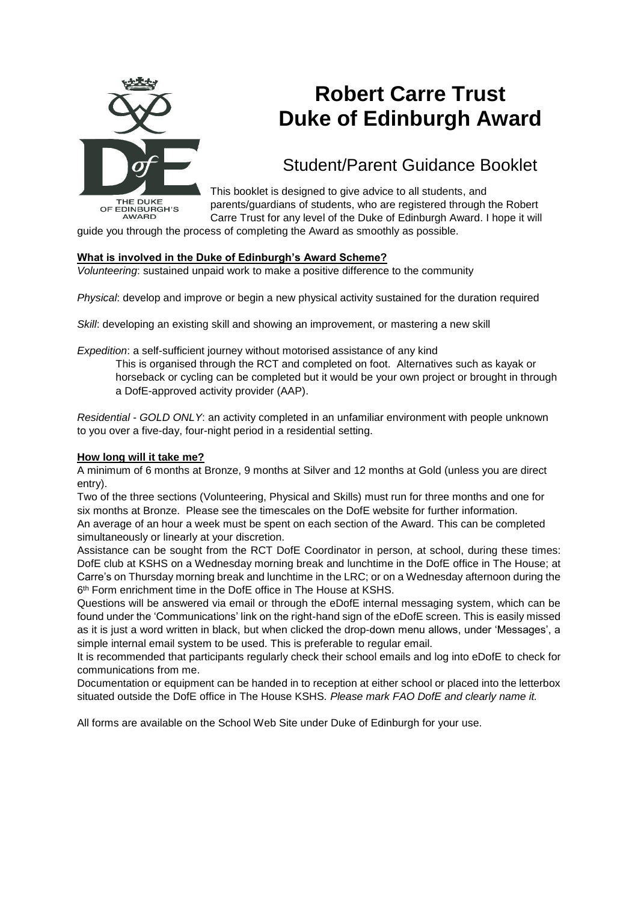# Robert Carre Trust Duke of Edinburgh Award

## Student/Parent Guidance Booklet

This booklet is designed to give advice to all students, and parents/guardians of students, who are registered through the Robert Carre Trust for any level of the Duke of Edinburgh Award. I hope it will guide you through the process of completing the Award as smoothly as possible.

**What is involved in the Duke of Edinburgh's Award Scheme?**

*Volunteering*: sustained unpaid work to make a positive difference to the community

*Physical*: develop and improve or begin a new physical activity sustained for the duration required

*Skill*: developing an existing skill and showing an improvement, or mastering a new skill

*Expedition*: a self-sufficient journey without motorised assistance of any kind

This is organised through the RCT and completed on foot. Alternatives such as kayak or horseback or cycling can be completed but it would be your own project or brought in through a DofE-approved activity provider (AAP).

*Residential - GOLD ONLY*: an activity completed in an unfamiliar environment with people unknown to you over a five-day, four-night period in a residential setting.

**How long will it take me?**

A minimum of 6 months at Bronze, 9 months at Silver and 12 months at Gold (unless you are direct entry).

Two of the three sections (Volunteering, Physical and Skills) must run for three months and one for six months at Bronze. Please see the timescales on the DofE website for further information.

An average of an hour a week must be spent on each section of the Award. This can be completed simultaneously or linearly at your discretion.

Assistance can be sought from the RCT DofE Coordinator in person, at school, during these times: DofE club at KSHS on a Wednesday morning break and lunchtime in the DofE office in The House; at Carre's on Thursday morning break and lunchtime in the LRC; or on a Wednesday afternoon during the 6th Form enrichment time in the DofE office in The House at KSHS.

Questions will be answered via email or through the eDofE internal messaging system, which can be found under the 'Communications' link on the right-hand sign of the eDofE screen. This is easily missed as it is just a word written in black, but when clicked the drop-down menu allows, under 'Messages', a simple internal email system to be used. This is preferable to regular email.

It is recommended that participants regularly check their school emails and log into eDofE to check for communications from me.

Documentation or equipment can be handed in to reception at either school or placed into the letterbox situated outside the DofE office in The House KSHS. *Please mark FAO DofE and clearly name it.*

All forms are available on the School Web Site under Duke of Edinburgh for your use.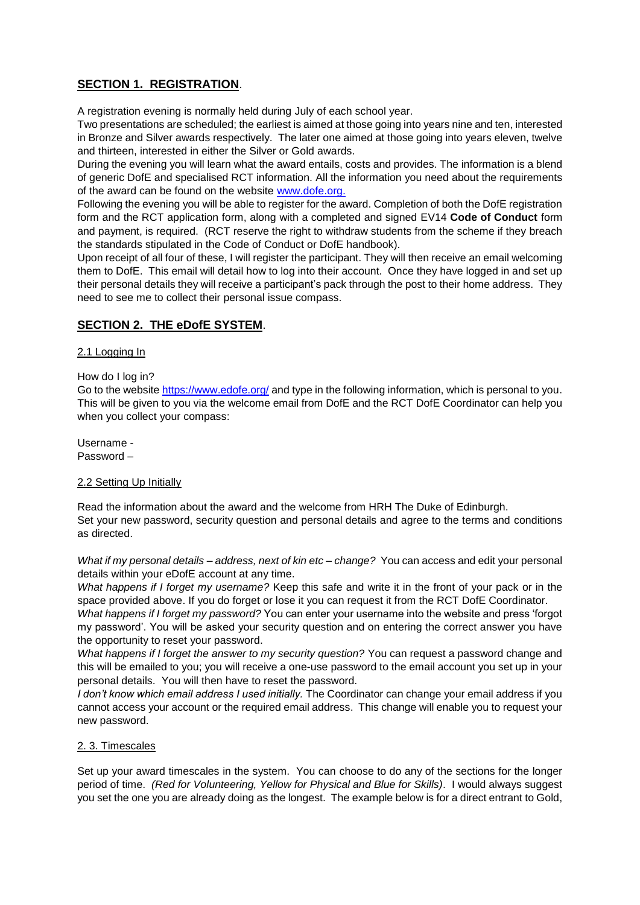## **SECTION 1. REGISTRATION**.

A registration evening is normally held during July of each school year.

Two presentations are scheduled; the earliest is aimed at those going into years nine and ten, interested in Bronze and Silver awards respectively. The later one aimed at those going into years eleven, twelve and thirteen, interested in either the Silver or Gold awards.

During the evening you will learn what the award entails, costs and provides. The information is a blend of generic DofE and specialised RCT information. All the information you need about the requirements of the award can be found on the website [www.dofe.org.](http://www.dofe.org)

Following the evening you will be able to register for the award. Completion of both the DofE registration form and the RCT application form, along with a completed and signed EV14 **Code of Conduct** form and payment, is required. (RCT reserve the right to withdraw students from the scheme if they breach the standards stipulated in the Code of Conduct or DofE handbook).

Upon receipt of all four of these, I will register the participant. They will then receive an email welcoming them to DofE. This email will detail how to log into their account. Once they have logged in and set up their personal details they will receive a participant's pack through the post to their home address. They need to see me to collect their personal issue compass.

## **SECTION 2. THE eDofE SYSTEM**.

### 2.1 Logging In

How do I log in?

Go to the website [https://www.edofe.org/](https://www.edofe.org/) and type in the following information, which is personal to you. This will be given to you via the welcome email from DofE and the RCT DofE Coordinator can help you when you collect your compass:

Username -
Password –

### 2.2 Setting Up Initially

Read the information about the award and the welcome from HRH The Duke of Edinburgh.
Set your new password, security question and personal details and agree to the terms and conditions as directed.

*What if my personal details – address, next of kin etc – change?* You can access and edit your personal details within your eDofE account at any time.

*What happens if I forget my username?* Keep this safe and write it in the front of your pack or in the space provided above. If you do forget or lose it you can request it from the RCT DofE Coordinator.

*What happens if I forget my password?* You can enter your username into the website and press 'forgot my password'. You will be asked your security question and on entering the correct answer you have the opportunity to reset your password.

*What happens if I forget the answer to my security question?* You can request a password change and this will be emailed to you; you will receive a one-use password to the email account you set up in your personal details. You will then have to reset the password.

*I don't know which email address I used initially.* The Coordinator can change your email address if you cannot access your account or the required email address. This change will enable you to request your new password.

### 2. 3. Timescales

Set up your award timescales in the system. You can choose to do any of the sections for the longer period of time. *(Red for Volunteering, Yellow for Physical and Blue for Skills)*. I would always suggest you set the one you are already doing as the longest. The example below is for a direct entrant to Gold,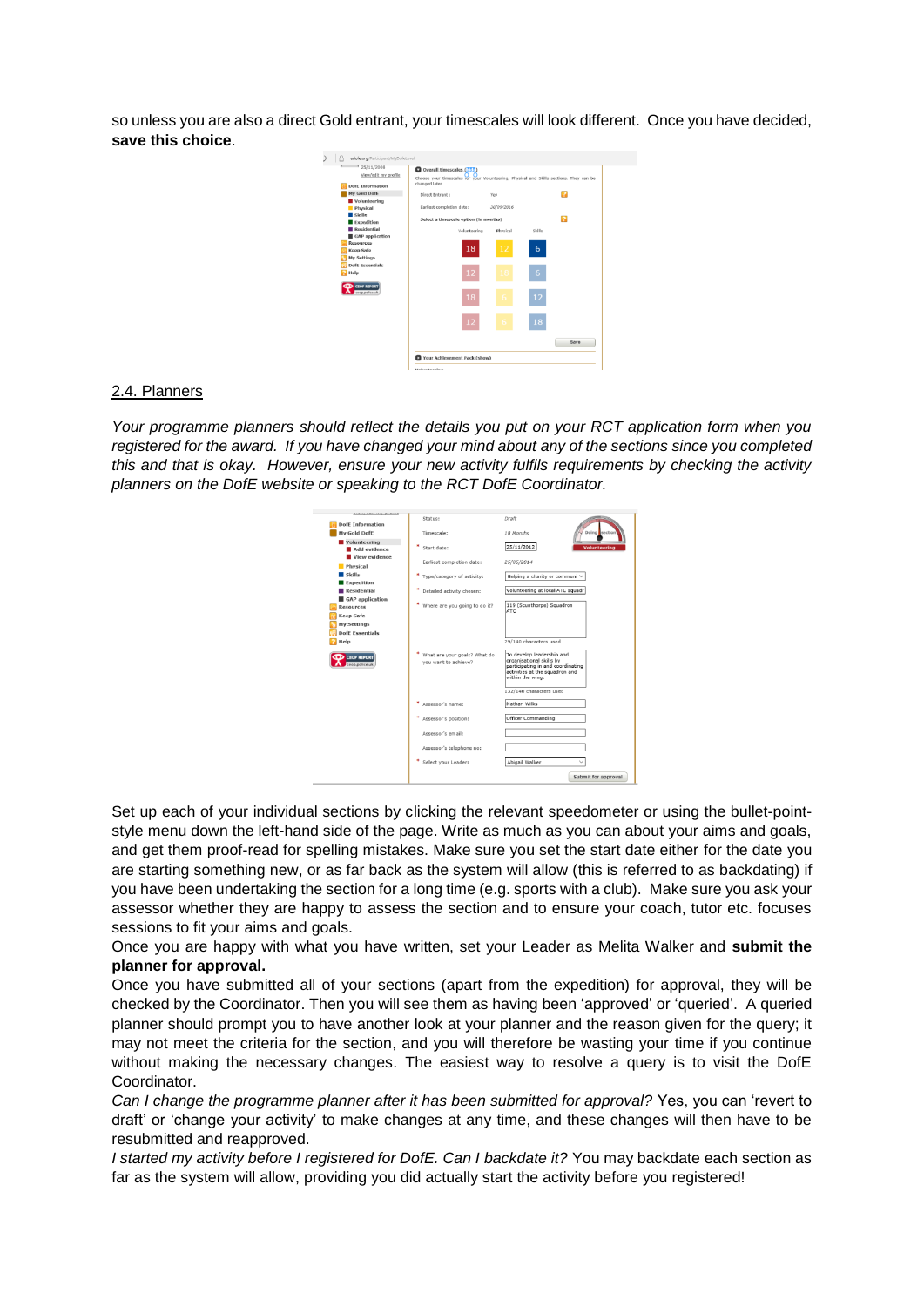so unless you are also a direct Gold entrant, your timescales will look different. Once you have decided, **save this choice**.

2.4. Planners

*Your programme planners should reflect the details you put on your RCT application form when you registered for the award. If you have changed your mind about any of the sections since you completed this and that is okay. However, ensure your new activity fulfils requirements by checking the activity planners on the DofE website or speaking to the RCT DofE Coordinator.*

Set up each of your individual sections by clicking the relevant speedometer or using the bullet-point-style menu down the left-hand side of the page. Write as much as you can about your aims and goals, and get them proof-read for spelling mistakes. Make sure you set the start date either for the date you are starting something new, or as far back as the system will allow (this is referred to as backdating) if you have been undertaking the section for a long time (e.g. sports with a club). Make sure you ask your assessor whether they are happy to assess the section and to ensure your coach, tutor etc. focuses sessions to fit your aims and goals.

Once you are happy with what you have written, set your Leader as Melita Walker and **submit the planner for approval.**

Once you have submitted all of your sections (apart from the expedition) for approval, they will be checked by the Coordinator. Then you will see them as having been 'approved' or 'queried'. A queried planner should prompt you to have another look at your planner and the reason given for the query; it may not meet the criteria for the section, and you will therefore be wasting your time if you continue without making the necessary changes. The easiest way to resolve a query is to visit the DofE Coordinator.

*Can I change the programme planner after it has been submitted for approval?* Yes, you can 'revert to draft' or 'change your activity' to make changes at any time, and these changes will then have to be resubmitted and reapproved.

*I started my activity before I registered for DofE. Can I backdate it?* You may backdate each section as far as the system will allow, providing you did actually start the activity before you registered!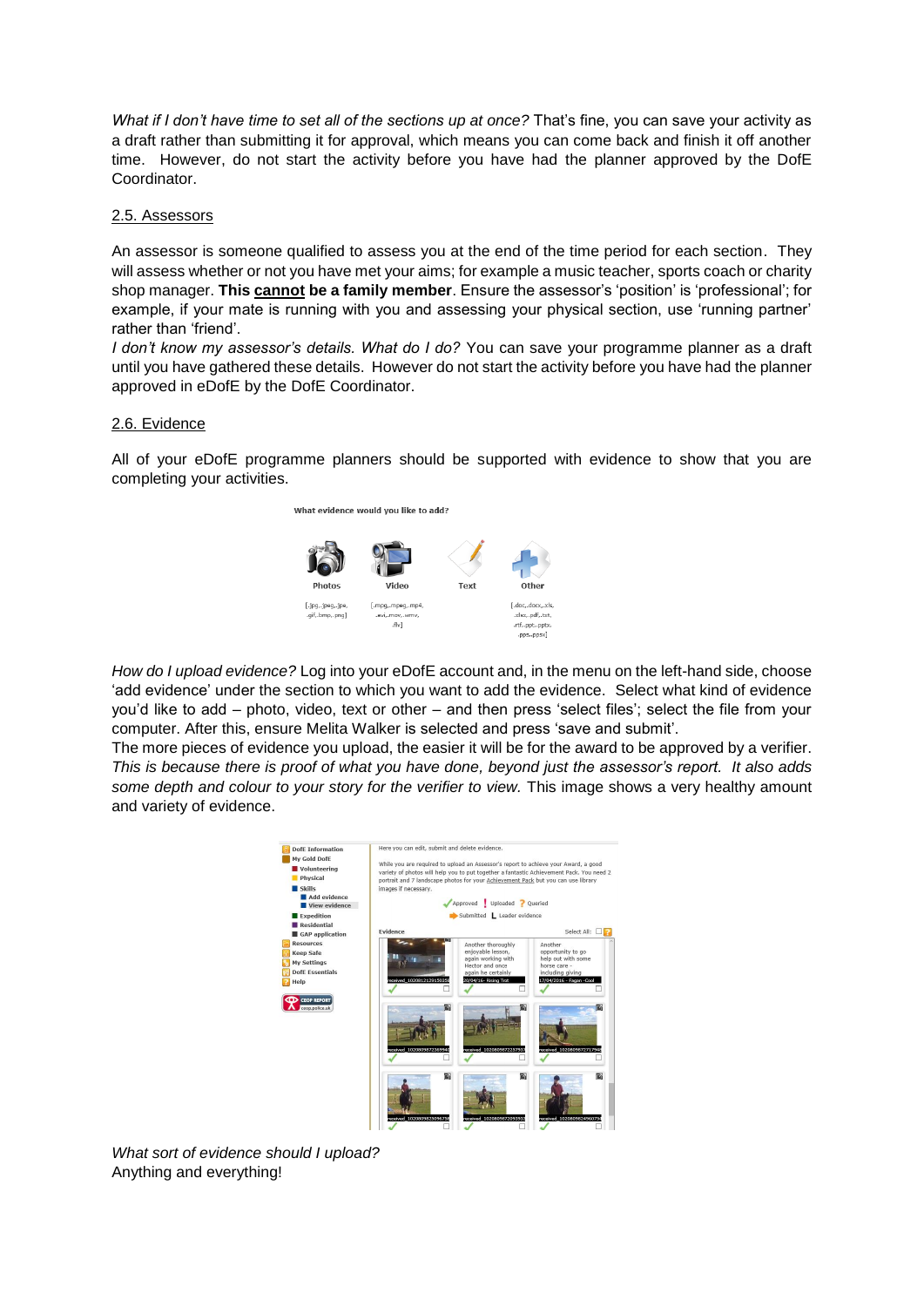*What if I don't have time to set all of the sections up at once?* That's fine, you can save your activity as a draft rather than submitting it for approval, which means you can come back and finish it off another time. However, do not start the activity before you have had the planner approved by the DofE Coordinator.

## 2.5. Assessors

An assessor is someone qualified to assess you at the end of the time period for each section. They will assess whether or not you have met your aims; for example a music teacher, sports coach or charity shop manager. **This <u>cannot</u> be a family member**. Ensure the assessor's 'position' is 'professional'; for example, if your mate is running with you and assessing your physical section, use 'running partner' rather than 'friend'.

*I don't know my assessor's details. What do I do?* You can save your programme planner as a draft until you have gathered these details. However do not start the activity before you have had the planner approved in eDofE by the DofE Coordinator.

## 2.6. Evidence

All of your eDofE programme planners should be supported with evidence to show that you are completing your activities.

*How do I upload evidence?* Log into your eDofE account and, in the menu on the left-hand side, choose 'add evidence' under the section to which you want to add the evidence. Select what kind of evidence you'd like to add – photo, video, text or other – and then press 'select files'; select the file from your computer. After this, ensure Melita Walker is selected and press 'save and submit'.

The more pieces of evidence you upload, the easier it will be for the award to be approved by a verifier. *This is because there is proof of what you have done, beyond just the assessor's report. It also adds some depth and colour to your story for the verifier to view.* This image shows a very healthy amount and variety of evidence.

*What sort of evidence should I upload?*

Anything and everything!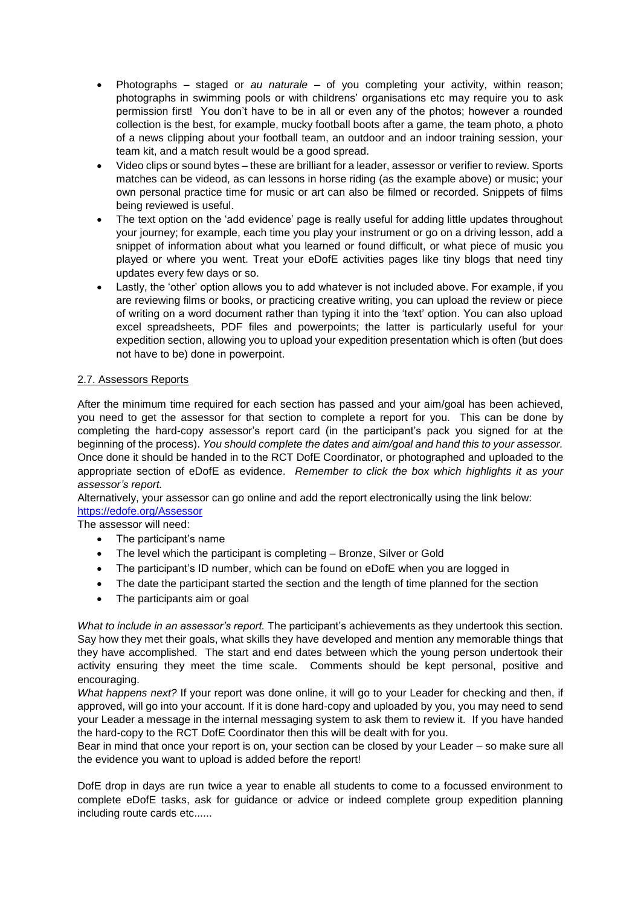- Photographs – staged or *au naturale* – of you completing your activity, within reason; photographs in swimming pools or with childrens' organisations etc may require you to ask permission first! You don't have to be in all or even any of the photos; however a rounded collection is the best, for example, mucky football boots after a game, the team photo, a photo of a news clipping about your football team, an outdoor and an indoor training session, your team kit, and a match result would be a good spread.
- Video clips or sound bytes – these are brilliant for a leader, assessor or verifier to review. Sports matches can be videod, as can lessons in horse riding (as the example above) or music; your own personal practice time for music or art can also be filmed or recorded. Snippets of films being reviewed is useful.
- The text option on the 'add evidence' page is really useful for adding little updates throughout your journey; for example, each time you play your instrument or go on a driving lesson, add a snippet of information about what you learned or found difficult, or what piece of music you played or where you went. Treat your eDofE activities pages like tiny blogs that need tiny updates every few days or so.
- Lastly, the 'other' option allows you to add whatever is not included above. For example, if you are reviewing films or books, or practicing creative writing, you can upload the review or piece of writing on a word document rather than typing it into the 'text' option. You can also upload excel spreadsheets, PDF files and powerpoints; the latter is particularly useful for your expedition section, allowing you to upload your expedition presentation which is often (but does not have to be) done in powerpoint.

## 2.7. Assessors Reports

After the minimum time required for each section has passed and your aim/goal has been achieved, you need to get the assessor for that section to complete a report for you. This can be done by completing the hard-copy assessor's report card (in the participant's pack you signed for at the beginning of the process). *You should complete the dates and aim/goal and hand this to your assessor.* Once done it should be handed in to the RCT DofE Coordinator, or photographed and uploaded to the appropriate section of eDofE as evidence. *Remember to click the box which highlights it as your assessor's report.*

Alternatively, your assessor can go online and add the report electronically using the link below:
https://edofe.org/Assessor

The assessor will need:

- The participant's name
- The level which the participant is completing – Bronze, Silver or Gold
- The participant's ID number, which can be found on eDofE when you are logged in
- The date the participant started the section and the length of time planned for the section
- The participants aim or goal

*What to include in an assessor's report.* The participant's achievements as they undertook this section. Say how they met their goals, what skills they have developed and mention any memorable things that they have accomplished. The start and end dates between which the young person undertook their activity ensuring they meet the time scale. Comments should be kept personal, positive and encouraging.

*What happens next?* If your report was done online, it will go to your Leader for checking and then, if approved, will go into your account. If it is done hard-copy and uploaded by you, you may need to send your Leader a message in the internal messaging system to ask them to review it. If you have handed the hard-copy to the RCT DofE Coordinator then this will be dealt with for you.

Bear in mind that once your report is on, your section can be closed by your Leader – so make sure all the evidence you want to upload is added before the report!

DofE drop in days are run twice a year to enable all students to come to a focussed environment to complete eDofE tasks, ask for guidance or advice or indeed complete group expedition planning including route cards etc......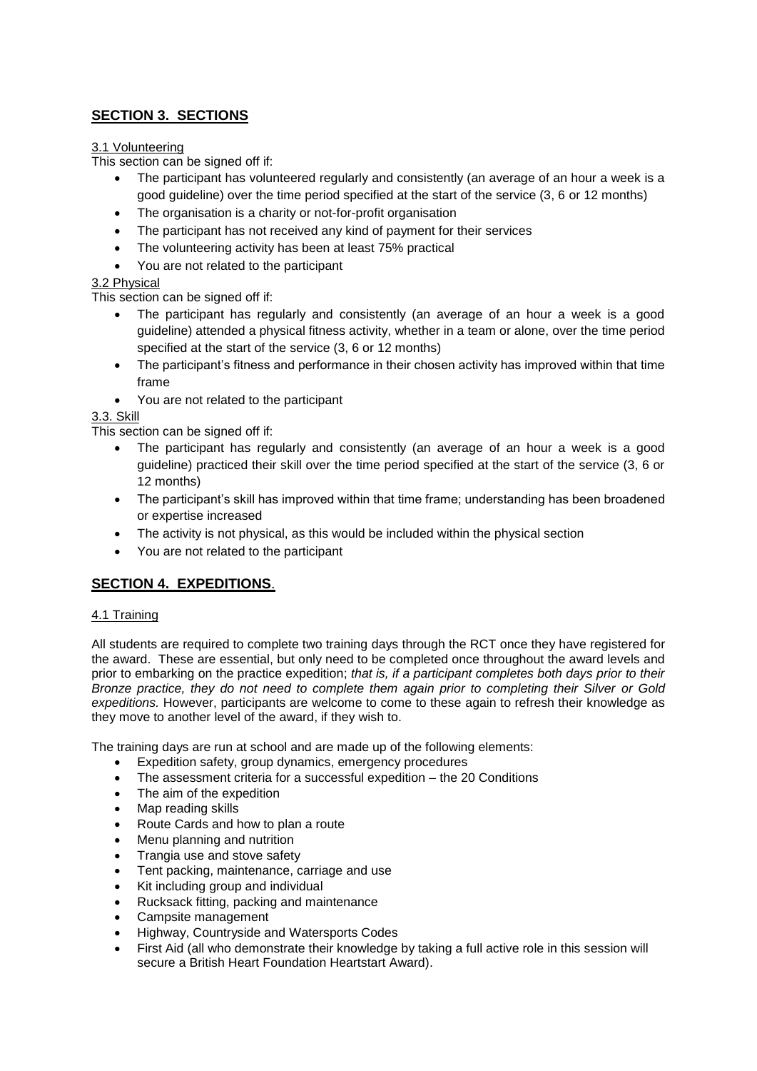## SECTION 3. SECTIONS

### 3.1 Volunteering

This section can be signed off if:

- The participant has volunteered regularly and consistently (an average of an hour a week is a good guideline) over the time period specified at the start of the service (3, 6 or 12 months)
- The organisation is a charity or not-for-profit organisation
- The participant has not received any kind of payment for their services
- The volunteering activity has been at least 75% practical
- You are not related to the participant

### 3.2 Physical

This section can be signed off if:

- The participant has regularly and consistently (an average of an hour a week is a good guideline) attended a physical fitness activity, whether in a team or alone, over the time period specified at the start of the service (3, 6 or 12 months)
- The participant's fitness and performance in their chosen activity has improved within that time frame
- You are not related to the participant

### 3.3. Skill

This section can be signed off if:

- The participant has regularly and consistently (an average of an hour a week is a good guideline) practiced their skill over the time period specified at the start of the service (3, 6 or 12 months)
- The participant's skill has improved within that time frame; understanding has been broadened or expertise increased
- The activity is not physical, as this would be included within the physical section
- You are not related to the participant

## SECTION 4. EXPEDITIONS.

### 4.1 Training

All students are required to complete two training days through the RCT once they have registered for the award. These are essential, but only need to be completed once throughout the award levels and prior to embarking on the practice expedition; *that is, if a participant completes both days prior to their Bronze practice, they do not need to complete them again prior to completing their Silver or Gold expeditions.* However, participants are welcome to come to these again to refresh their knowledge as they move to another level of the award, if they wish to.

The training days are run at school and are made up of the following elements:

- Expedition safety, group dynamics, emergency procedures
- The assessment criteria for a successful expedition – the 20 Conditions
- The aim of the expedition
- Map reading skills
- Route Cards and how to plan a route
- Menu planning and nutrition
- Trangia use and stove safety
- Tent packing, maintenance, carriage and use
- Kit including group and individual
- Rucksack fitting, packing and maintenance
- Campsite management
- Highway, Countryside and Watersports Codes
- First Aid (all who demonstrate their knowledge by taking a full active role in this session will secure a British Heart Foundation Heartstart Award).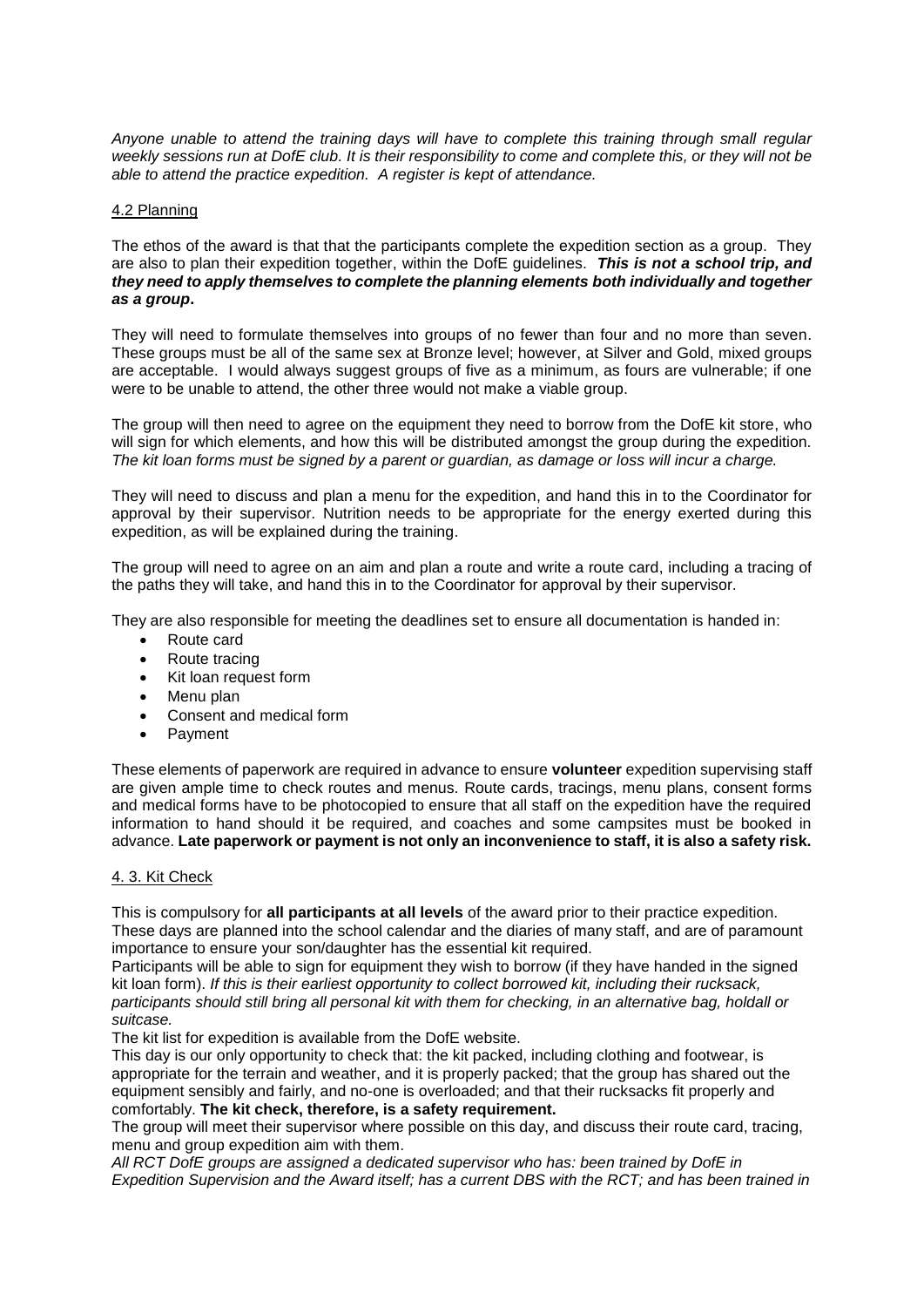*Anyone unable to attend the training days will have to complete this training through small regular weekly sessions run at DofE club. It is their responsibility to come and complete this, or they will not be able to attend the practice expedition. A register is kept of attendance.*

## 4.2 Planning

The ethos of the award is that that the participants complete the expedition section as a group. They are also to plan their expedition together, within the DofE guidelines. ***This is not a school trip, and they need to apply themselves to complete the planning elements both individually and together as a group.***

They will need to formulate themselves into groups of no fewer than four and no more than seven. These groups must be all of the same sex at Bronze level; however, at Silver and Gold, mixed groups are acceptable. I would always suggest groups of five as a minimum, as fours are vulnerable; if one were to be unable to attend, the other three would not make a viable group.

The group will then need to agree on the equipment they need to borrow from the DofE kit store, who will sign for which elements, and how this will be distributed amongst the group during the expedition. *The kit loan forms must be signed by a parent or guardian, as damage or loss will incur a charge.*

They will need to discuss and plan a menu for the expedition, and hand this in to the Coordinator for approval by their supervisor. Nutrition needs to be appropriate for the energy exerted during this expedition, as will be explained during the training.

The group will need to agree on an aim and plan a route and write a route card, including a tracing of the paths they will take, and hand this in to the Coordinator for approval by their supervisor.

They are also responsible for meeting the deadlines set to ensure all documentation is handed in:

- Route card
- Route tracing
- Kit loan request form
- Menu plan
- Consent and medical form
- Payment

These elements of paperwork are required in advance to ensure **volunteer** expedition supervising staff are given ample time to check routes and menus. Route cards, tracings, menu plans, consent forms and medical forms have to be photocopied to ensure that all staff on the expedition have the required information to hand should it be required, and coaches and some campsites must be booked in advance. **Late paperwork or payment is not only an inconvenience to staff, it is also a safety risk.**

## 4. 3. Kit Check

This is compulsory for **all participants at all levels** of the award prior to their practice expedition. These days are planned into the school calendar and the diaries of many staff, and are of paramount importance to ensure your son/daughter has the essential kit required.

Participants will be able to sign for equipment they wish to borrow (if they have handed in the signed kit loan form). *If this is their earliest opportunity to collect borrowed kit, including their rucksack, participants should still bring all personal kit with them for checking, in an alternative bag, holdall or suitcase.*

The kit list for expedition is available from the DofE website.

This day is our only opportunity to check that: the kit packed, including clothing and footwear, is appropriate for the terrain and weather, and it is properly packed; that the group has shared out the equipment sensibly and fairly, and no-one is overloaded; and that their rucksacks fit properly and comfortably. **The kit check, therefore, is a safety requirement.**

The group will meet their supervisor where possible on this day, and discuss their route card, tracing, menu and group expedition aim with them.

*All RCT DofE groups are assigned a dedicated supervisor who has: been trained by DofE in Expedition Supervision and the Award itself; has a current DBS with the RCT; and has been trained in*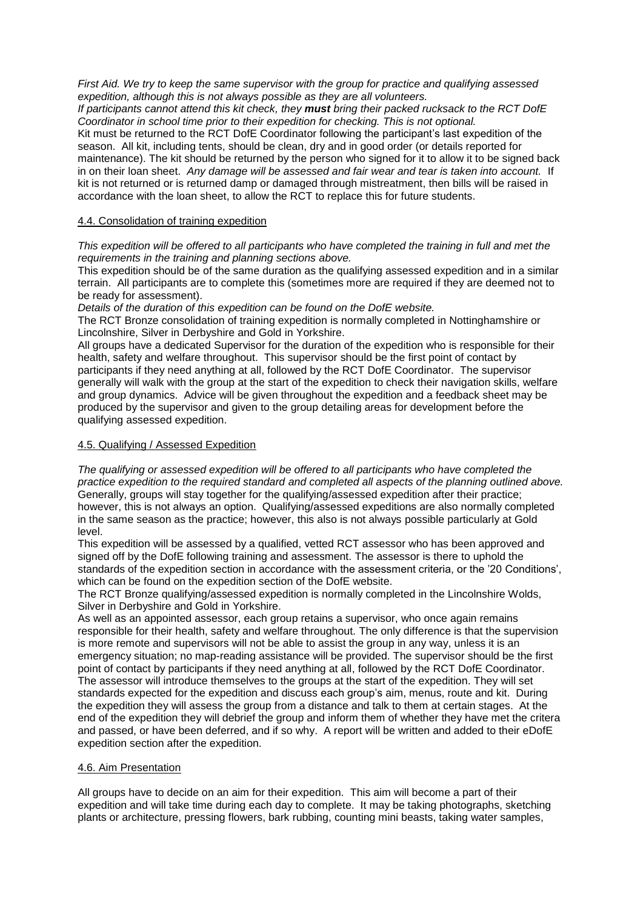*First Aid. We try to keep the same supervisor with the group for practice and qualifying assessed expedition, although this is not always possible as they are all volunteers.*

*If participants cannot attend this kit check, they* ***must*** *bring their packed rucksack to the RCT DofE Coordinator in school time prior to their expedition for checking. This is not optional.*

Kit must be returned to the RCT DofE Coordinator following the participant's last expedition of the season. All kit, including tents, should be clean, dry and in good order (or details reported for maintenance). The kit should be returned by the person who signed for it to allow it to be signed back in on their loan sheet. *Any damage will be assessed and fair wear and tear is taken into account.* If kit is not returned or is returned damp or damaged through mistreatment, then bills will be raised in accordance with the loan sheet, to allow the RCT to replace this for future students.

## 4.4. Consolidation of training expedition

*This expedition will be offered to all participants who have completed the training in full and met the requirements in the training and planning sections above.*

This expedition should be of the same duration as the qualifying assessed expedition and in a similar terrain. All participants are to complete this (sometimes more are required if they are deemed not to be ready for assessment).

*Details of the duration of this expedition can be found on the DofE website.*

The RCT Bronze consolidation of training expedition is normally completed in Nottinghamshire or Lincolnshire, Silver in Derbyshire and Gold in Yorkshire.

All groups have a dedicated Supervisor for the duration of the expedition who is responsible for their health, safety and welfare throughout. This supervisor should be the first point of contact by participants if they need anything at all, followed by the RCT DofE Coordinator. The supervisor generally will walk with the group at the start of the expedition to check their navigation skills, welfare and group dynamics. Advice will be given throughout the expedition and a feedback sheet may be produced by the supervisor and given to the group detailing areas for development before the qualifying assessed expedition.

## 4.5. Qualifying / Assessed Expedition

*The qualifying or assessed expedition will be offered to all participants who have completed the practice expedition to the required standard and completed all aspects of the planning outlined above.* Generally, groups will stay together for the qualifying/assessed expedition after their practice; however, this is not always an option. Qualifying/assessed expeditions are also normally completed in the same season as the practice; however, this also is not always possible particularly at Gold level.

This expedition will be assessed by a qualified, vetted RCT assessor who has been approved and signed off by the DofE following training and assessment. The assessor is there to uphold the standards of the expedition section in accordance with the assessment criteria, or the '20 Conditions', which can be found on the expedition section of the DofE website.

The RCT Bronze qualifying/assessed expedition is normally completed in the Lincolnshire Wolds, Silver in Derbyshire and Gold in Yorkshire.

As well as an appointed assessor, each group retains a supervisor, who once again remains responsible for their health, safety and welfare throughout. The only difference is that the supervision is more remote and supervisors will not be able to assist the group in any way, unless it is an emergency situation; no map-reading assistance will be provided. The supervisor should be the first point of contact by participants if they need anything at all, followed by the RCT DofE Coordinator. The assessor will introduce themselves to the groups at the start of the expedition. They will set standards expected for the expedition and discuss each group's aim, menus, route and kit. During the expedition they will assess the group from a distance and talk to them at certain stages. At the end of the expedition they will debrief the group and inform them of whether they have met the critera and passed, or have been deferred, and if so why. A report will be written and added to their eDofE expedition section after the expedition.

## 4.6. Aim Presentation

All groups have to decide on an aim for their expedition. This aim will become a part of their expedition and will take time during each day to complete. It may be taking photographs, sketching plants or architecture, pressing flowers, bark rubbing, counting mini beasts, taking water samples,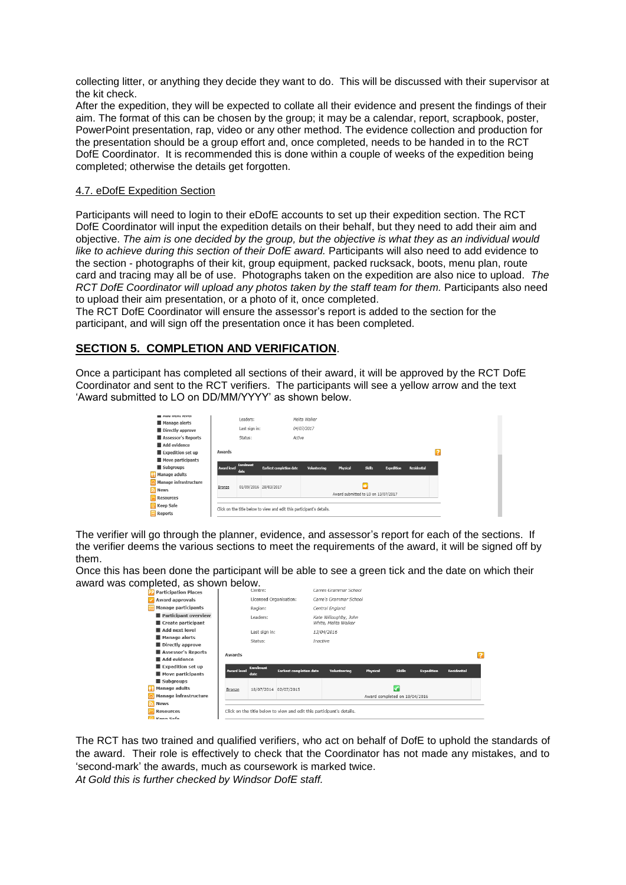collecting litter, or anything they decide they want to do. This will be discussed with their supervisor at the kit check.

After the expedition, they will be expected to collate all their evidence and present the findings of their aim. The format of this can be chosen by the group; it may be a calendar, report, scrapbook, poster, PowerPoint presentation, rap, video or any other method. The evidence collection and production for the presentation should be a group effort and, once completed, needs to be handed in to the RCT DofE Coordinator. It is recommended this is done within a couple of weeks of the expedition being completed; otherwise the details get forgotten.

4.7. eDofE Expedition Section

Participants will need to login to their eDofE accounts to set up their expedition section. The RCT DofE Coordinator will input the expedition details on their behalf, but they need to add their aim and objective. *The aim is one decided by the group, but the objective is what they as an individual would like to achieve during this section of their DofE award.* Participants will also need to add evidence to the section - photographs of their kit, group equipment, packed rucksack, boots, menu plan, route card and tracing may all be of use. Photographs taken on the expedition are also nice to upload. *The RCT DofE Coordinator will upload any photos taken by the staff team for them.* Participants also need to upload their aim presentation, or a photo of it, once completed.

The RCT DofE Coordinator will ensure the assessor's report is added to the section for the participant, and will sign off the presentation once it has been completed.

## SECTION 5. COMPLETION AND VERIFICATION.

Once a participant has completed all sections of their award, it will be approved by the RCT DofE Coordinator and sent to the RCT verifiers. The participants will see a yellow arrow and the text 'Award submitted to LO on DD/MM/YYYY' as shown below.

The verifier will go through the planner, evidence, and assessor's report for each of the sections. If the verifier deems the various sections to meet the requirements of the award, it will be signed off by them.

Once this has been done the participant will be able to see a green tick and the date on which their award was completed, as shown below.

The RCT has two trained and qualified verifiers, who act on behalf of DofE to uphold the standards of the award. Their role is effectively to check that the Coordinator has not made any mistakes, and to 'second-mark' the awards, much as coursework is marked twice.

*At Gold this is further checked by Windsor DofE staff.*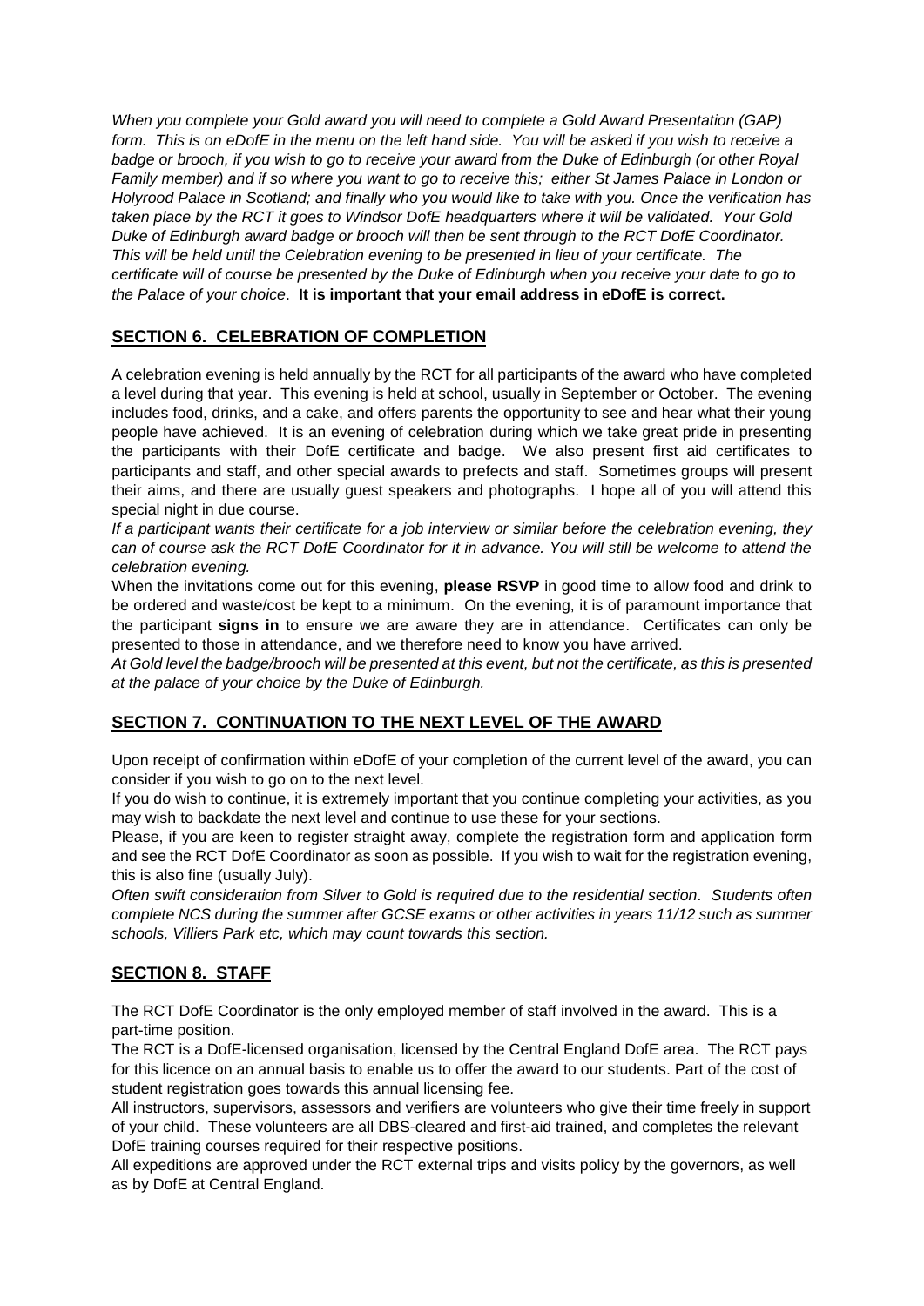*When you complete your Gold award you will need to complete a Gold Award Presentation (GAP) form. This is on eDofE in the menu on the left hand side. You will be asked if you wish to receive a badge or brooch, if you wish to go to receive your award from the Duke of Edinburgh (or other Royal Family member) and if so where you want to go to receive this; either St James Palace in London or Holyrood Palace in Scotland; and finally who you would like to take with you. Once the verification has taken place by the RCT it goes to Windsor DofE headquarters where it will be validated. Your Gold Duke of Edinburgh award badge or brooch will then be sent through to the RCT DofE Coordinator. This will be held until the Celebration evening to be presented in lieu of your certificate. The certificate will of course be presented by the Duke of Edinburgh when you receive your date to go to the Palace of your choice*. **It is important that your email address in eDofE is correct.**

## SECTION 6. CELEBRATION OF COMPLETION

A celebration evening is held annually by the RCT for all participants of the award who have completed a level during that year. This evening is held at school, usually in September or October. The evening includes food, drinks, and a cake, and offers parents the opportunity to see and hear what their young people have achieved. It is an evening of celebration during which we take great pride in presenting the participants with their DofE certificate and badge. We also present first aid certificates to participants and staff, and other special awards to prefects and staff. Sometimes groups will present their aims, and there are usually guest speakers and photographs. I hope all of you will attend this special night in due course.

*If a participant wants their certificate for a job interview or similar before the celebration evening, they can of course ask the RCT DofE Coordinator for it in advance. You will still be welcome to attend the celebration evening.*

When the invitations come out for this evening, **please RSVP** in good time to allow food and drink to be ordered and waste/cost be kept to a minimum. On the evening, it is of paramount importance that the participant **signs in** to ensure we are aware they are in attendance. Certificates can only be presented to those in attendance, and we therefore need to know you have arrived.

*At Gold level the badge/brooch will be presented at this event, but not the certificate, as this is presented at the palace of your choice by the Duke of Edinburgh.*

## SECTION 7. CONTINUATION TO THE NEXT LEVEL OF THE AWARD

Upon receipt of confirmation within eDofE of your completion of the current level of the award, you can consider if you wish to go on to the next level.

If you do wish to continue, it is extremely important that you continue completing your activities, as you may wish to backdate the next level and continue to use these for your sections.

Please, if you are keen to register straight away, complete the registration form and application form and see the RCT DofE Coordinator as soon as possible. If you wish to wait for the registration evening, this is also fine (usually July).

*Often swift consideration from Silver to Gold is required due to the residential section. Students often complete NCS during the summer after GCSE exams or other activities in years 11/12 such as summer schools, Villiers Park etc, which may count towards this section.*

## SECTION 8. STAFF

The RCT DofE Coordinator is the only employed member of staff involved in the award. This is a part-time position.

The RCT is a DofE-licensed organisation, licensed by the Central England DofE area. The RCT pays for this licence on an annual basis to enable us to offer the award to our students. Part of the cost of student registration goes towards this annual licensing fee.

All instructors, supervisors, assessors and verifiers are volunteers who give their time freely in support of your child. These volunteers are all DBS-cleared and first-aid trained, and completes the relevant DofE training courses required for their respective positions.

All expeditions are approved under the RCT external trips and visits policy by the governors, as well as by DofE at Central England.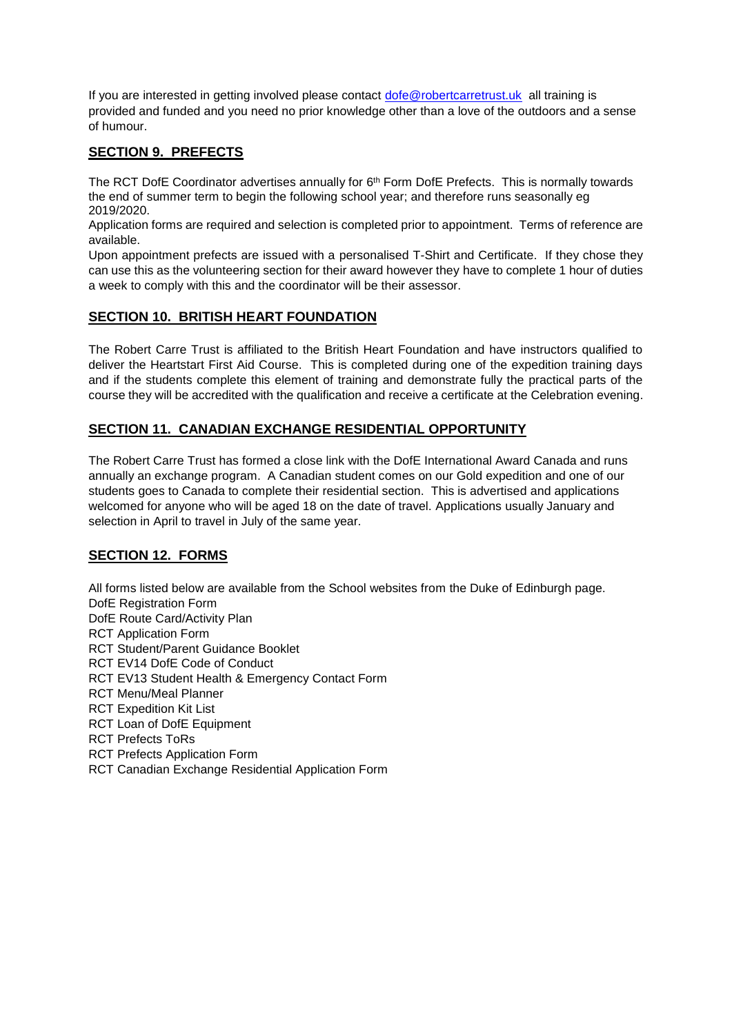If you are interested in getting involved please contact dofe@robertcarretrust.uk all training is provided and funded and you need no prior knowledge other than a love of the outdoors and a sense of humour.

## SECTION 9. PREFECTS

The RCT DofE Coordinator advertises annually for 6th Form DofE Prefects. This is normally towards the end of summer term to begin the following school year; and therefore runs seasonally eg 2019/2020.

Application forms are required and selection is completed prior to appointment. Terms of reference are available.

Upon appointment prefects are issued with a personalised T-Shirt and Certificate. If they chose they can use this as the volunteering section for their award however they have to complete 1 hour of duties a week to comply with this and the coordinator will be their assessor.

## SECTION 10. BRITISH HEART FOUNDATION

The Robert Carre Trust is affiliated to the British Heart Foundation and have instructors qualified to deliver the Heartstart First Aid Course. This is completed during one of the expedition training days and if the students complete this element of training and demonstrate fully the practical parts of the course they will be accredited with the qualification and receive a certificate at the Celebration evening.

## SECTION 11. CANADIAN EXCHANGE RESIDENTIAL OPPORTUNITY

The Robert Carre Trust has formed a close link with the DofE International Award Canada and runs annually an exchange program. A Canadian student comes on our Gold expedition and one of our students goes to Canada to complete their residential section. This is advertised and applications welcomed for anyone who will be aged 18 on the date of travel. Applications usually January and selection in April to travel in July of the same year.

## SECTION 12. FORMS

All forms listed below are available from the School websites from the Duke of Edinburgh page.

DofE Registration Form
DofE Route Card/Activity Plan
RCT Application Form
RCT Student/Parent Guidance Booklet
RCT EV14 DofE Code of Conduct
RCT EV13 Student Health & Emergency Contact Form
RCT Menu/Meal Planner
RCT Expedition Kit List
RCT Loan of DofE Equipment
RCT Prefects ToRs
RCT Prefects Application Form
RCT Canadian Exchange Residential Application Form